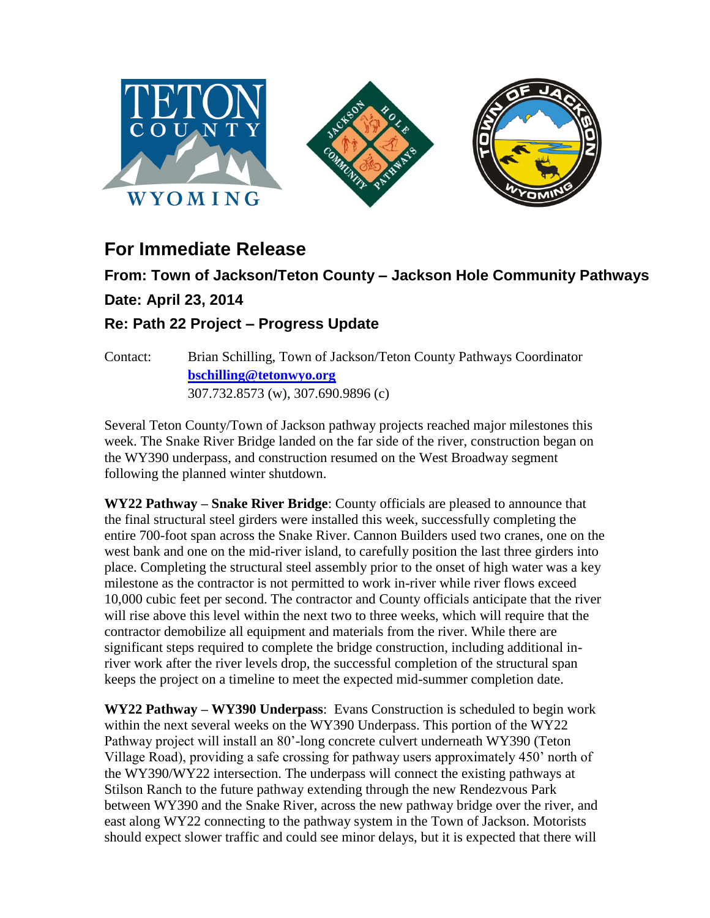# For Immediate Release

## From: Town of Jackson/Teton County – Jackson Hole Community Pathways

## Date: April 23, 2014

## Re: Path 22 Project – Progress Update

Contact: Brian Schilling, Town of Jackson/Teton County Pathways Coordinator
**bschilling@tetonwyo.org**
307.732.8573 (w), 307.690.9896 (c)

Several Teton County/Town of Jackson pathway projects reached major milestones this week. The Snake River Bridge landed on the far side of the river, construction began on the WY390 underpass, and construction resumed on the West Broadway segment following the planned winter shutdown.

**WY22 Pathway – Snake River Bridge**: County officials are pleased to announce that the final structural steel girders were installed this week, successfully completing the entire 700-foot span across the Snake River. Cannon Builders used two cranes, one on the west bank and one on the mid-river island, to carefully position the last three girders into place. Completing the structural steel assembly prior to the onset of high water was a key milestone as the contractor is not permitted to work in-river while river flows exceed 10,000 cubic feet per second. The contractor and County officials anticipate that the river will rise above this level within the next two to three weeks, which will require that the contractor demobilize all equipment and materials from the river. While there are significant steps required to complete the bridge construction, including additional in-river work after the river levels drop, the successful completion of the structural span keeps the project on a timeline to meet the expected mid-summer completion date.

**WY22 Pathway – WY390 Underpass**: Evans Construction is scheduled to begin work within the next several weeks on the WY390 Underpass. This portion of the WY22 Pathway project will install an 80'-long concrete culvert underneath WY390 (Teton Village Road), providing a safe crossing for pathway users approximately 450' north of the WY390/WY22 intersection. The underpass will connect the existing pathways at Stilson Ranch to the future pathway extending through the new Rendezvous Park between WY390 and the Snake River, across the new pathway bridge over the river, and east along WY22 connecting to the pathway system in the Town of Jackson. Motorists should expect slower traffic and could see minor delays, but it is expected that there will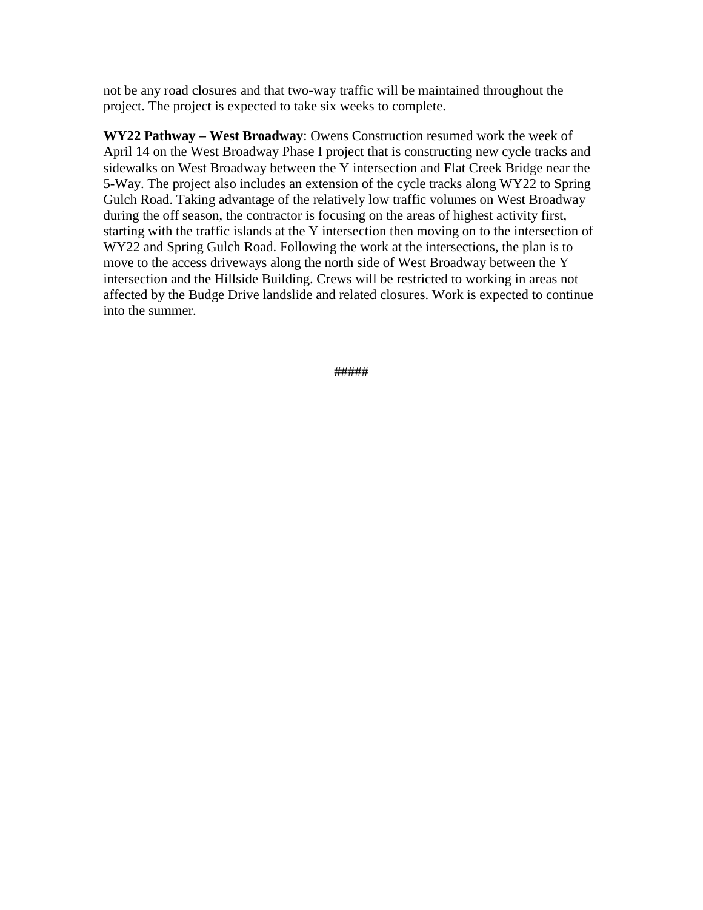not be any road closures and that two-way traffic will be maintained throughout the project. The project is expected to take six weeks to complete.

**WY22 Pathway – West Broadway**: Owens Construction resumed work the week of April 14 on the West Broadway Phase I project that is constructing new cycle tracks and sidewalks on West Broadway between the Y intersection and Flat Creek Bridge near the 5-Way. The project also includes an extension of the cycle tracks along WY22 to Spring Gulch Road. Taking advantage of the relatively low traffic volumes on West Broadway during the off season, the contractor is focusing on the areas of highest activity first, starting with the traffic islands at the Y intersection then moving on to the intersection of WY22 and Spring Gulch Road. Following the work at the intersections, the plan is to move to the access driveways along the north side of West Broadway between the Y intersection and the Hillside Building. Crews will be restricted to working in areas not affected by the Budge Drive landslide and related closures. Work is expected to continue into the summer.

#####